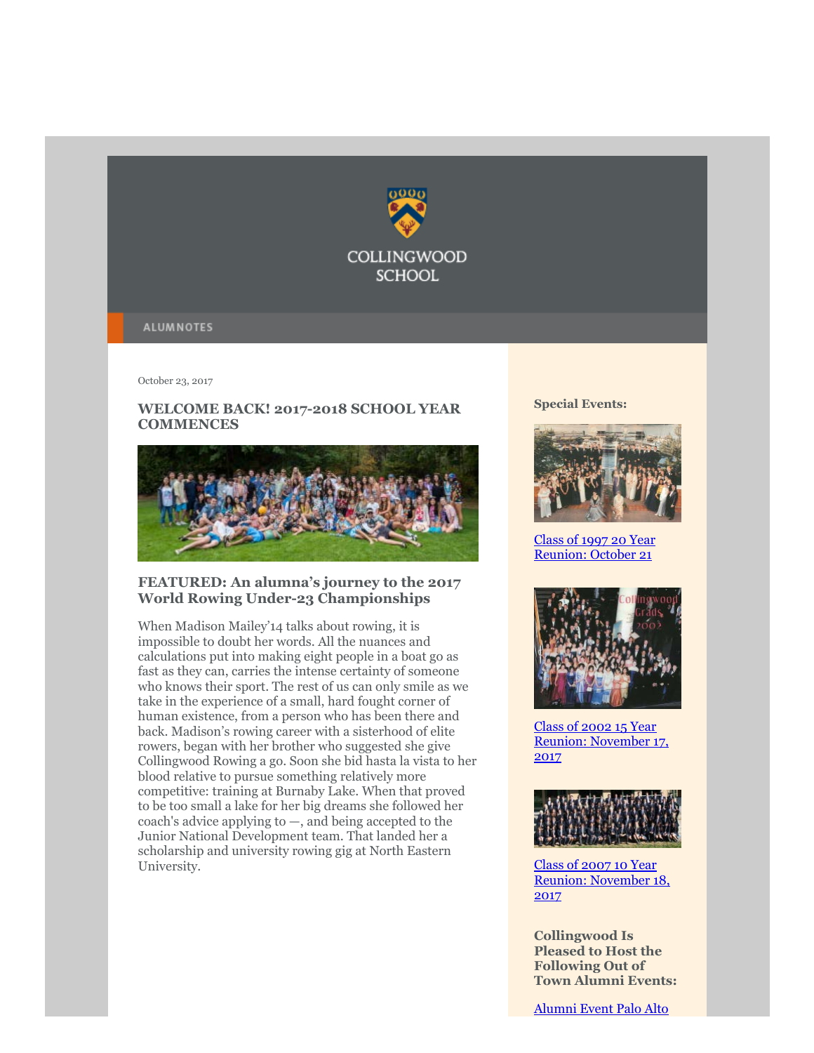COLLINGWOOD SCHOOL

ALUMNOTES

October 23, 2017

### WELCOME BACK! 2017-2018 SCHOOL YEAR COMMENCES

### FEATURED: An alumna's journey to the 2017 World Rowing Under-23 Championships

When Madison Mailey'14 talks about rowing, it is impossible to doubt her words. All the nuances and calculations put into making eight people in a boat go as fast as they can, carries the intense certainty of someone who knows their sport. The rest of us can only smile as we take in the experience of a small, hard fought corner of human existence, from a person who has been there and back. Madison's rowing career with a sisterhood of elite rowers, began with her brother who suggested she give Collingwood Rowing a go. Soon she bid hasta la vista to her blood relative to pursue something relatively more competitive: training at Burnaby Lake. When that proved to be too small a lake for her big dreams she followed her coach's advice applying to —, and being accepted to the Junior National Development team. That landed her a scholarship and university rowing gig at North Eastern University.

**Special Events:**

Class of 1997 20 Year Reunion: October 21

Class of 2002 15 Year Reunion: November 17, 2017

Class of 2007 10 Year Reunion: November 18, 2017

**Collingwood Is Pleased to Host the Following Out of Town Alumni Events:**

Alumni Event Palo Alto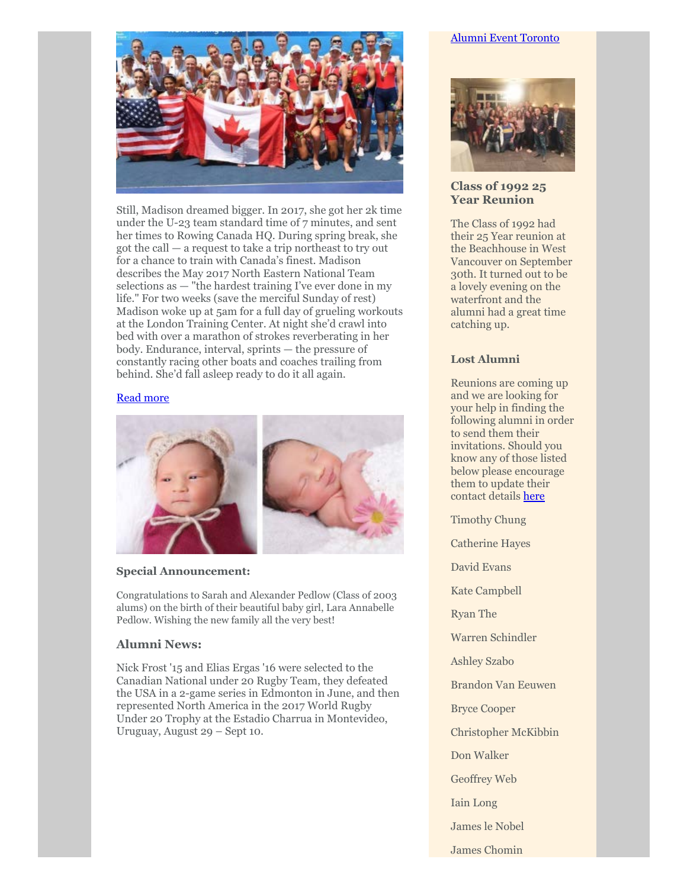Still, Madison dreamed bigger. In 2017, she got her 2k time under the U-23 team standard time of 7 minutes, and sent her times to Rowing Canada HQ. During spring break, she got the call — a request to take a trip northeast to try out for a chance to train with Canada's finest. Madison describes the May 2017 North Eastern National Team selections as — "the hardest training I've ever done in my life." For two weeks (save the merciful Sunday of rest) Madison woke up at 5am for a full day of grueling workouts at the London Training Center. At night she'd crawl into bed with over a marathon of strokes reverberating in her body. Endurance, interval, sprints — the pressure of constantly racing other boats and coaches trailing from behind. She'd fall asleep ready to do it all again.

Read more

### Special Announcement:

Congratulations to Sarah and Alexander Pedlow (Class of 2003 alums) on the birth of their beautiful baby girl, Lara Annabelle Pedlow. Wishing the new family all the very best!

### Alumni News:

Nick Frost '15 and Elias Ergas '16 were selected to the Canadian National under 20 Rugby Team, they defeated the USA in a 2-game series in Edmonton in June, and then represented North America in the 2017 World Rugby Under 20 Trophy at the Estadio Charrua in Montevideo, Uruguay, August 29 – Sept 10.

Alumni Event Toronto

### Class of 1992 25 Year Reunion

The Class of 1992 had their 25 Year reunion at the Beachhouse in West Vancouver on September 30th. It turned out to be a lovely evening on the waterfront and the alumni had a great time catching up.

### Lost Alumni

Reunions are coming up and we are looking for your help in finding the following alumni in order to send them their invitations. Should you know any of those listed below please encourage them to update their contact details here

Timothy Chung

Catherine Hayes

David Evans

Kate Campbell

Ryan The

Warren Schindler

Ashley Szabo

Brandon Van Eeuwen

Bryce Cooper

Christopher McKibbin

Don Walker

Geoffrey Web

Iain Long

James le Nobel

James Chomin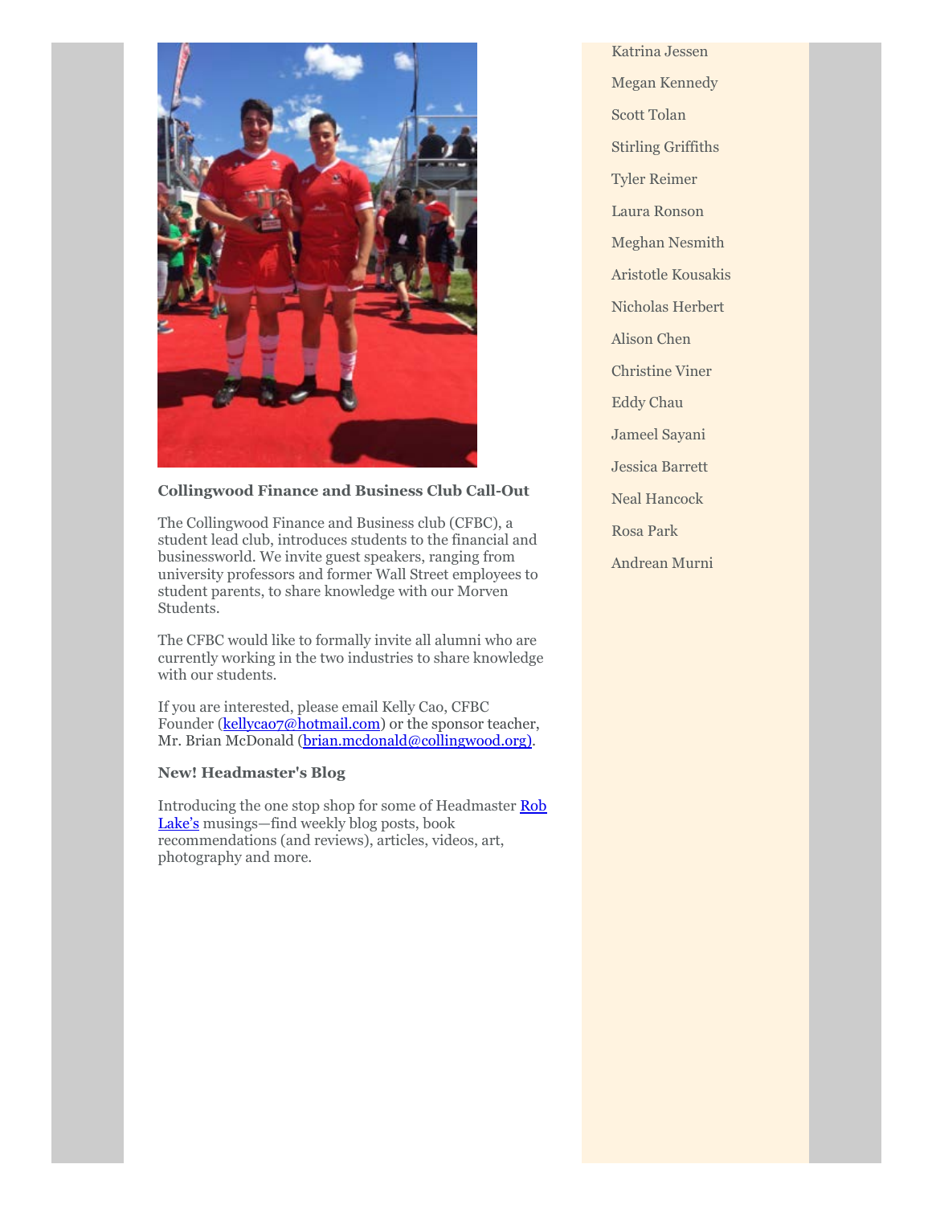### Collingwood Finance and Business Club Call-Out

The Collingwood Finance and Business club (CFBC), a student lead club, introduces students to the financial and businessworld. We invite guest speakers, ranging from university professors and former Wall Street employees to student parents, to share knowledge with our Morven Students.

The CFBC would like to formally invite all alumni who are currently working in the two industries to share knowledge with our students.

If you are interested, please email Kelly Cao, CFBC Founder (kellycao7@hotmail.com) or the sponsor teacher, Mr. Brian McDonald (brian.mcdonald@collingwood.org).

### New! Headmaster's Blog

Introducing the one stop shop for some of Headmaster Rob Lake's musings—find weekly blog posts, book recommendations (and reviews), articles, videos, art, photography and more.

Katrina Jessen

Megan Kennedy

Scott Tolan

Stirling Griffiths

Tyler Reimer

Laura Ronson

Meghan Nesmith

Aristotle Kousakis

Nicholas Herbert

Alison Chen

Christine Viner

Eddy Chau

Jameel Sayani

Jessica Barrett

Neal Hancock

Rosa Park

Andrean Murni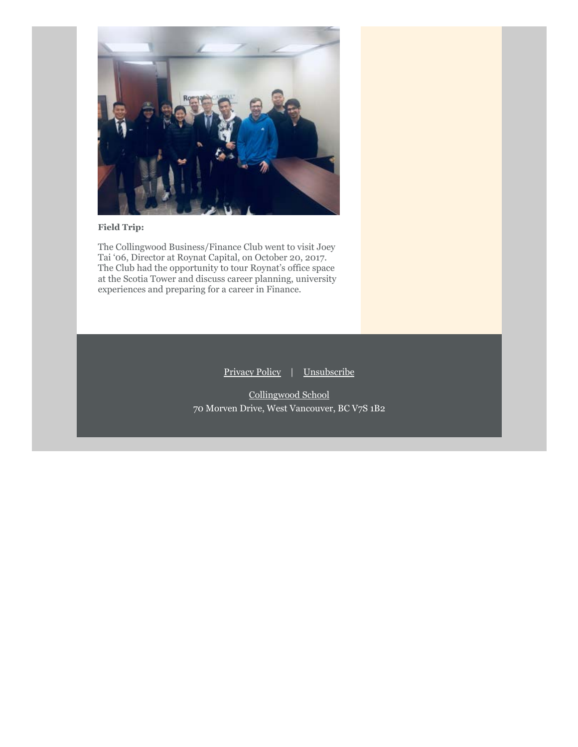**Field Trip:**

The Collingwood Business/Finance Club went to visit Joey Tai '06, Director at Roynat Capital, on October 20, 2017. The Club had the opportunity to tour Roynat's office space at the Scotia Tower and discuss career planning, university experiences and preparing for a career in Finance.

Privacy Policy | Unsubscribe

Collingwood School
70 Morven Drive, West Vancouver, BC V7S 1B2